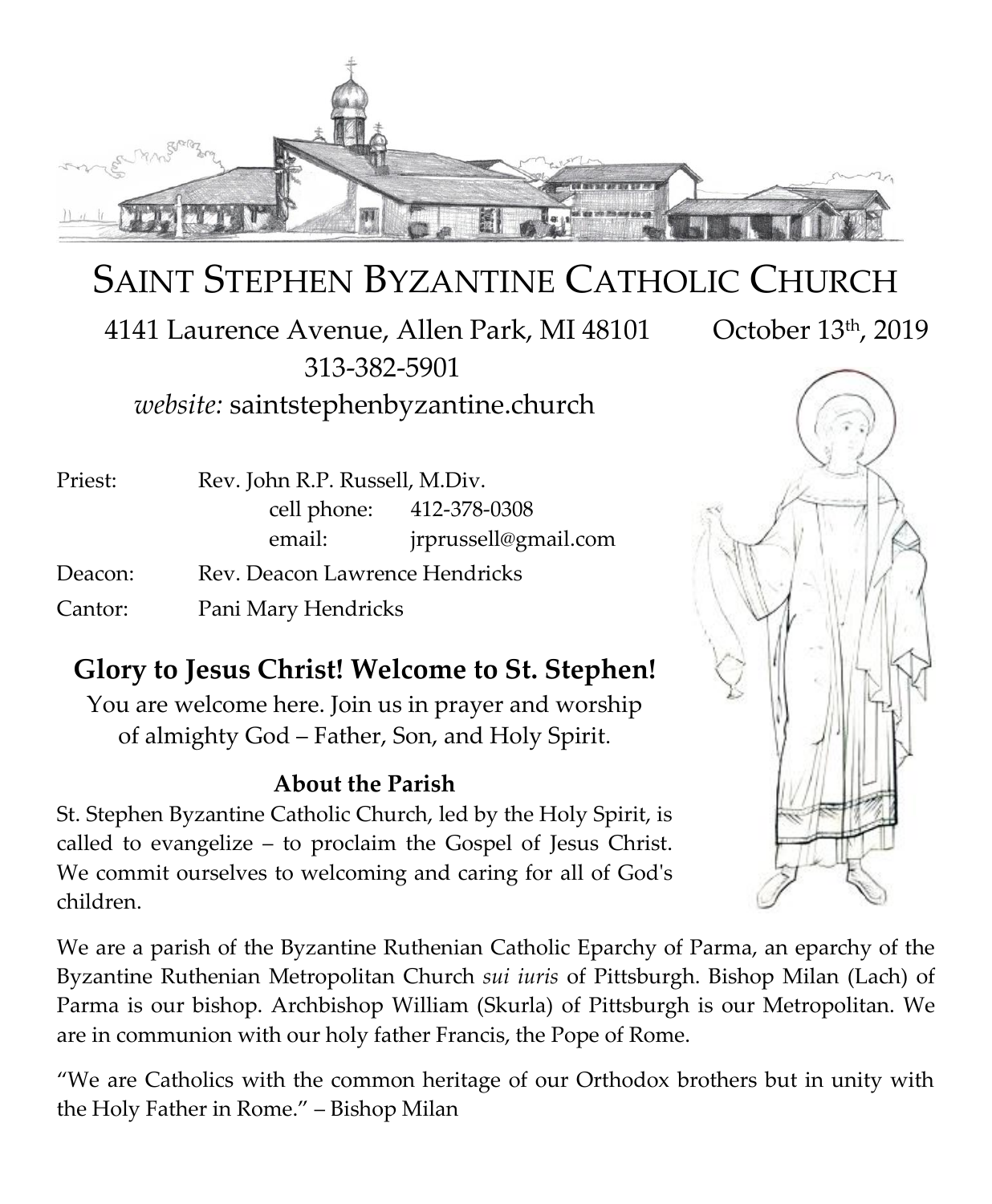# SAINT STEPHEN BYZANTINE CATHOLIC CHURCH

4141 Laurence Avenue, Allen Park, MI 48101 October 13th, 2019

313-382-5901

*website:* saintstephenbyzantine.church

| | | | |
|---|---|---|---|
| Priest: | Rev. John R.P. Russell, M.Div. | | |
| | | cell phone: | 412-378-0308 |
| | | email: | jrprussell@gmail.com |
| Deacon: | Rev. Deacon Lawrence Hendricks | | |
| Cantor: | Pani Mary Hendricks | | |

## Glory to Jesus Christ! Welcome to St. Stephen!

You are welcome here. Join us in prayer and worship of almighty God – Father, Son, and Holy Spirit.

### About the Parish

St. Stephen Byzantine Catholic Church, led by the Holy Spirit, is called to evangelize – to proclaim the Gospel of Jesus Christ. We commit ourselves to welcoming and caring for all of God's children.

We are a parish of the Byzantine Ruthenian Catholic Eparchy of Parma, an eparchy of the Byzantine Ruthenian Metropolitan Church *sui iuris* of Pittsburgh. Bishop Milan (Lach) of Parma is our bishop. Archbishop William (Skurla) of Pittsburgh is our Metropolitan. We are in communion with our holy father Francis, the Pope of Rome.

"We are Catholics with the common heritage of our Orthodox brothers but in unity with the Holy Father in Rome." – Bishop Milan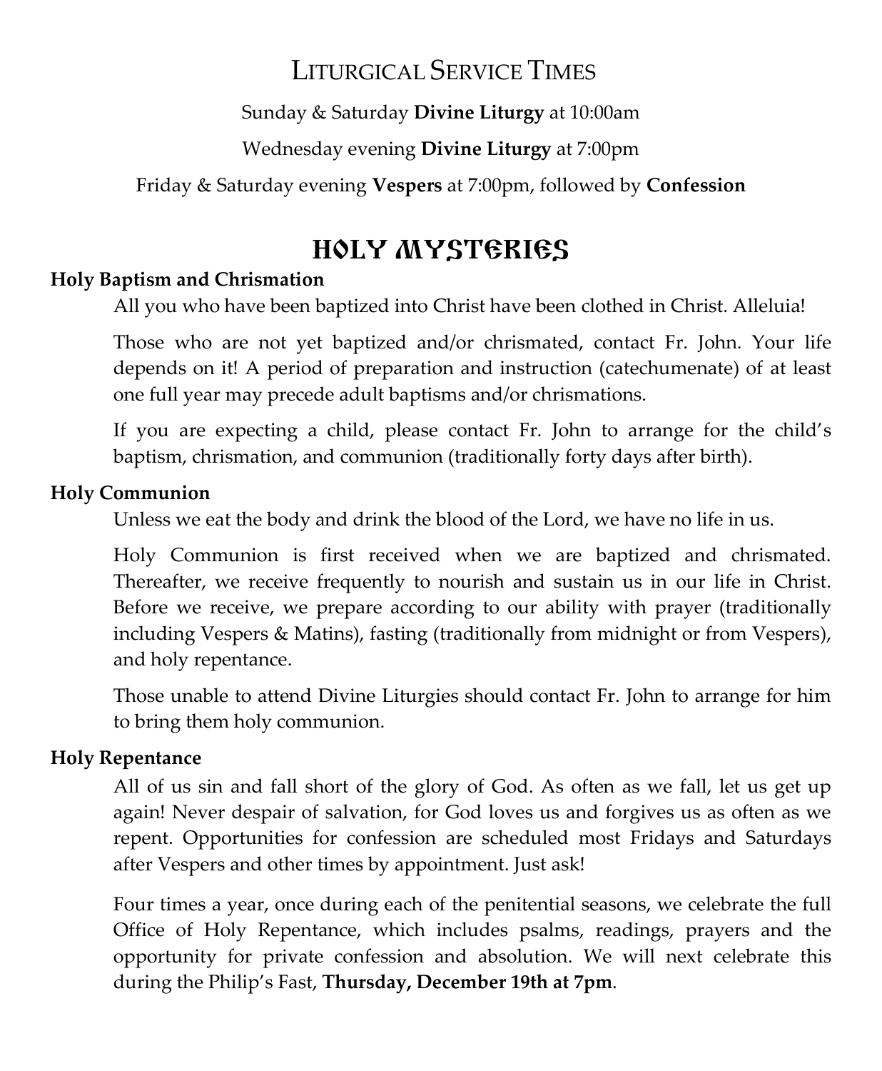## Liturgical Service Times

Sunday & Saturday **Divine Liturgy** at 10:00am

Wednesday evening **Divine Liturgy** at 7:00pm

Friday & Saturday evening **Vespers** at 7:00pm, followed by **Confession**

# Holy Mysteries

### Holy Baptism and Chrismation

All you who have been baptized into Christ have been clothed in Christ. Alleluia!

Those who are not yet baptized and/or chrismated, contact Fr. John. Your life depends on it! A period of preparation and instruction (catechumenate) of at least one full year may precede adult baptisms and/or chrismations.

If you are expecting a child, please contact Fr. John to arrange for the child's baptism, chrismation, and communion (traditionally forty days after birth).

### Holy Communion

Unless we eat the body and drink the blood of the Lord, we have no life in us.

Holy Communion is first received when we are baptized and chrismated. Thereafter, we receive frequently to nourish and sustain us in our life in Christ. Before we receive, we prepare according to our ability with prayer (traditionally including Vespers & Matins), fasting (traditionally from midnight or from Vespers), and holy repentance.

Those unable to attend Divine Liturgies should contact Fr. John to arrange for him to bring them holy communion.

### Holy Repentance

All of us sin and fall short of the glory of God. As often as we fall, let us get up again! Never despair of salvation, for God loves us and forgives us as often as we repent. Opportunities for confession are scheduled most Fridays and Saturdays after Vespers and other times by appointment. Just ask!

Four times a year, once during each of the penitential seasons, we celebrate the full Office of Holy Repentance, which includes psalms, readings, prayers and the opportunity for private confession and absolution. We will next celebrate this during the Philip's Fast, **Thursday, December 19th at 7pm**.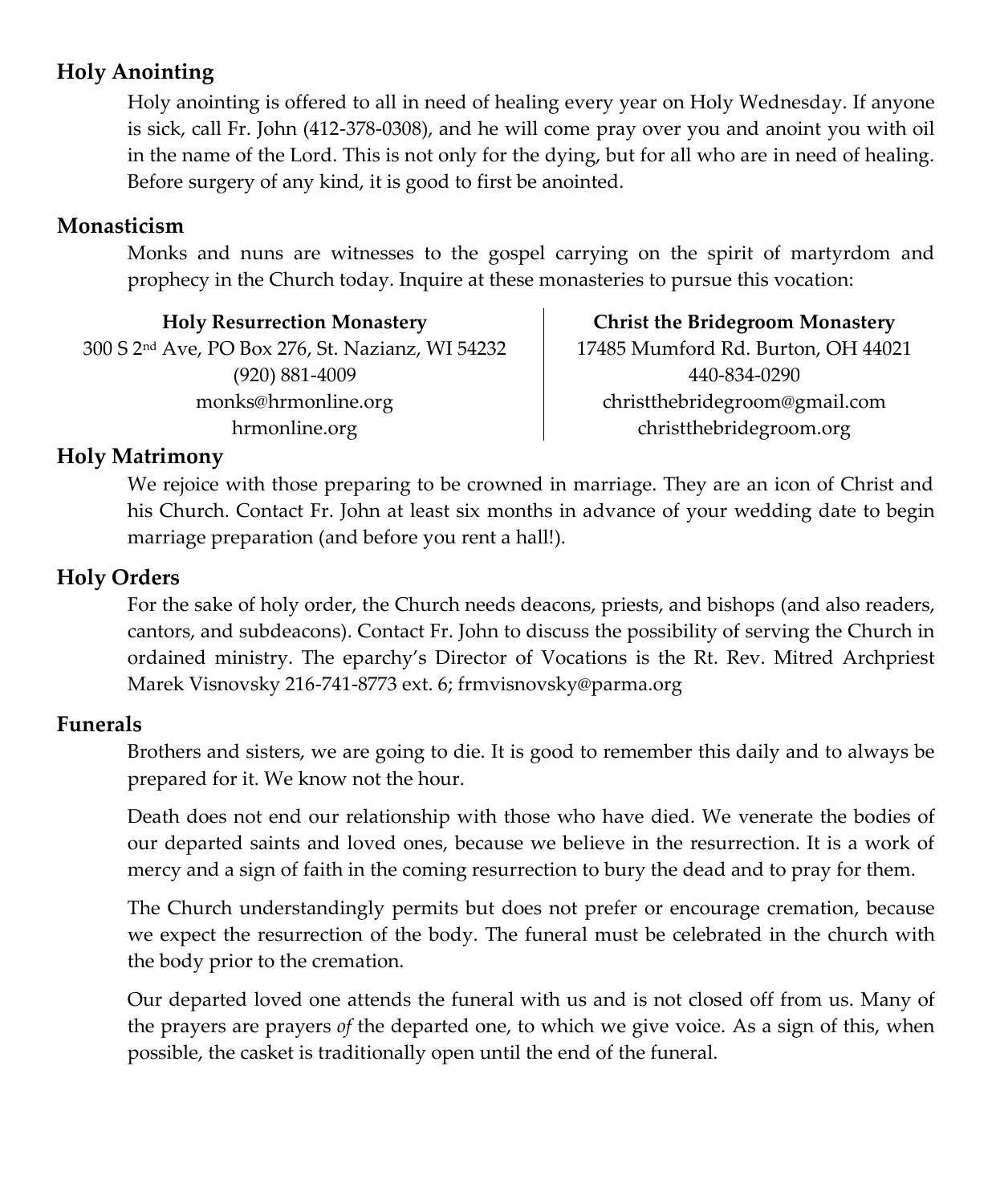## Holy Anointing

Holy anointing is offered to all in need of healing every year on Holy Wednesday. If anyone is sick, call Fr. John (412-378-0308), and he will come pray over you and anoint you with oil in the name of the Lord. This is not only for the dying, but for all who are in need of healing. Before surgery of any kind, it is good to first be anointed.

## Monasticism

Monks and nuns are witnesses to the gospel carrying on the spirit of martyrdom and prophecy in the Church today. Inquire at these monasteries to pursue this vocation:

**Holy Resurrection Monastery**
300 S 2nd Ave, PO Box 276, St. Nazianz, WI 54232
(920) 881-4009
monks@hrmonline.org
hrmonline.org

**Christ the Bridegroom Monastery**
17485 Mumford Rd. Burton, OH 44021
440-834-0290
christthebridegroom@gmail.com
christthebridegroom.org

## Holy Matrimony

We rejoice with those preparing to be crowned in marriage. They are an icon of Christ and his Church. Contact Fr. John at least six months in advance of your wedding date to begin marriage preparation (and before you rent a hall!).

## Holy Orders

For the sake of holy order, the Church needs deacons, priests, and bishops (and also readers, cantors, and subdeacons). Contact Fr. John to discuss the possibility of serving the Church in ordained ministry. The eparchy's Director of Vocations is the Rt. Rev. Mitred Archpriest Marek Visnovsky 216-741-8773 ext. 6; frmvisnovsky@parma.org

## Funerals

Brothers and sisters, we are going to die. It is good to remember this daily and to always be prepared for it. We know not the hour.

Death does not end our relationship with those who have died. We venerate the bodies of our departed saints and loved ones, because we believe in the resurrection. It is a work of mercy and a sign of faith in the coming resurrection to bury the dead and to pray for them.

The Church understandingly permits but does not prefer or encourage cremation, because we expect the resurrection of the body. The funeral must be celebrated in the church with the body prior to the cremation.

Our departed loved one attends the funeral with us and is not closed off from us. Many of the prayers are prayers *of* the departed one, to which we give voice. As a sign of this, when possible, the casket is traditionally open until the end of the funeral.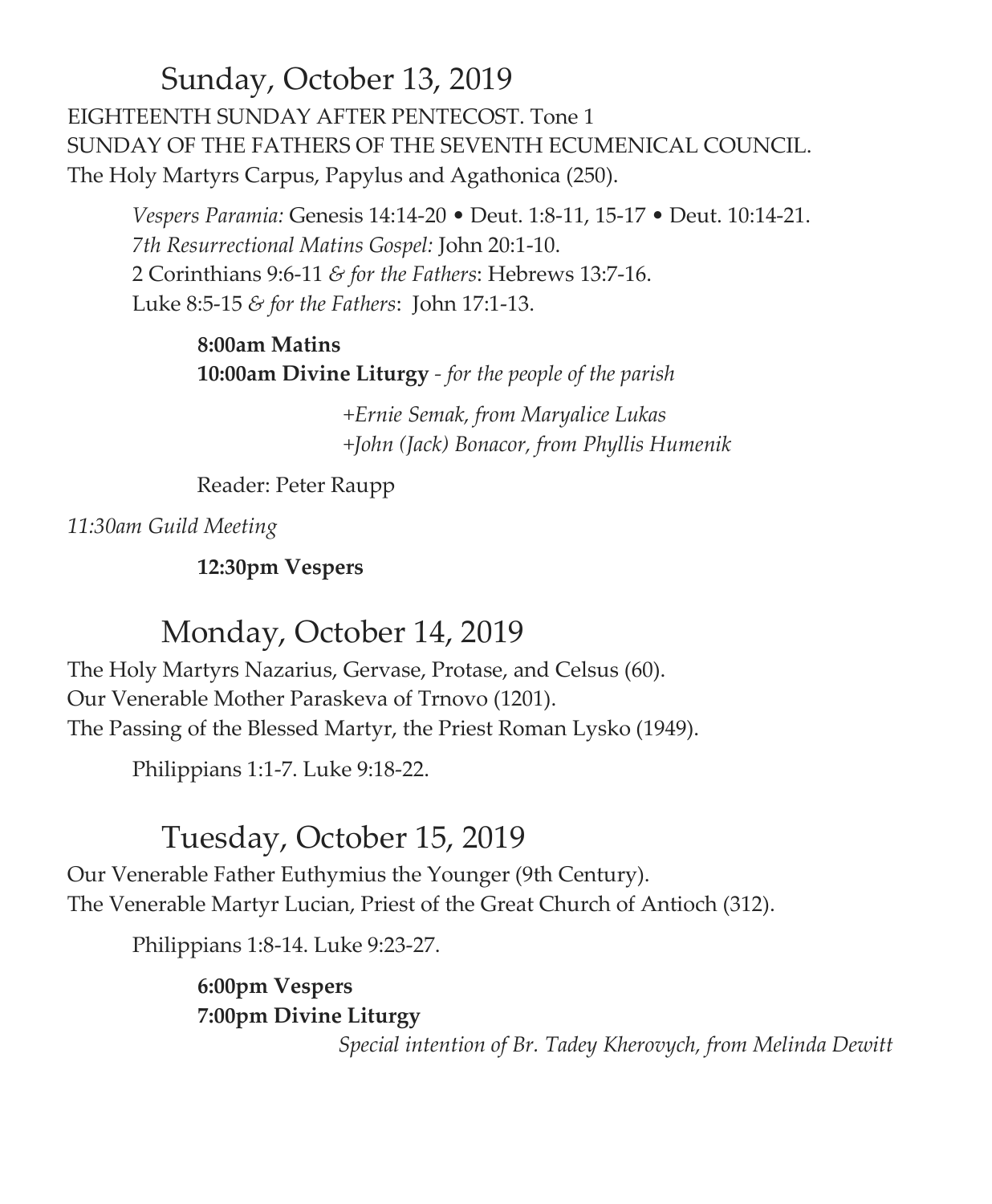## Sunday, October 13, 2019

EIGHTEENTH SUNDAY AFTER PENTECOST. Tone 1
SUNDAY OF THE FATHERS OF THE SEVENTH ECUMENICAL COUNCIL.
The Holy Martyrs Carpus, Papylus and Agathonica (250).

*Vespers Paramia:* Genesis 14:14-20 • Deut. 1:8-11, 15-17 • Deut. 10:14-21.
*7th Resurrectional Matins Gospel:* John 20:1-10.
2 Corinthians 9:6-11 *& for the Fathers*: Hebrews 13:7-16.
Luke 8:5-15 *& for the Fathers*: John 17:1-13.

**8:00am Matins**
**10:00am Divine Liturgy** - *for the people of the parish*

*+Ernie Semak, from Maryalice Lukas*
*+John (Jack) Bonacor, from Phyllis Humenik*

Reader: Peter Raupp

*11:30am Guild Meeting*

**12:30pm Vespers**

## Monday, October 14, 2019

The Holy Martyrs Nazarius, Gervase, Protase, and Celsus (60).
Our Venerable Mother Paraskeva of Trnovo (1201).
The Passing of the Blessed Martyr, the Priest Roman Lysko (1949).

Philippians 1:1-7. Luke 9:18-22.

## Tuesday, October 15, 2019

Our Venerable Father Euthymius the Younger (9th Century).
The Venerable Martyr Lucian, Priest of the Great Church of Antioch (312).

Philippians 1:8-14. Luke 9:23-27.

**6:00pm Vespers**
**7:00pm Divine Liturgy**

*Special intention of Br. Tadey Kherovych, from Melinda Dewitt*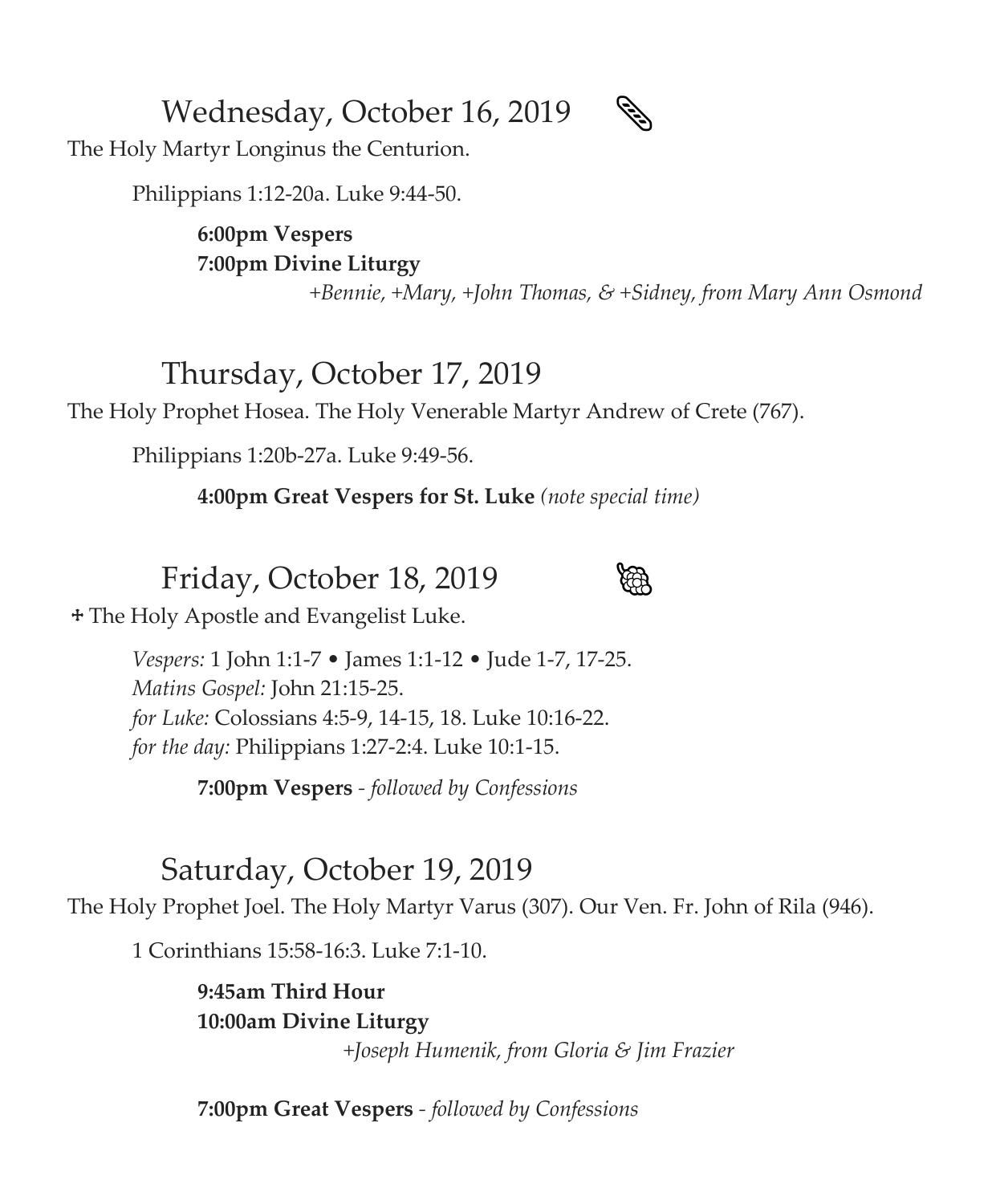## Wednesday, October 16, 2019

The Holy Martyr Longinus the Centurion.

Philippians 1:12-20a. Luke 9:44-50.

**6:00pm Vespers**
**7:00pm Divine Liturgy**
*+Bennie, +Mary, +John Thomas, & +Sidney, from Mary Ann Osmond*

## Thursday, October 17, 2019

The Holy Prophet Hosea. The Holy Venerable Martyr Andrew of Crete (767).

Philippians 1:20b-27a. Luke 9:49-56.

**4:00pm Great Vespers for St. Luke** *(note special time)*

## Friday, October 18, 2019

✢ The Holy Apostle and Evangelist Luke.

*Vespers:* 1 John 1:1-7 • James 1:1-12 • Jude 1-7, 17-25.
*Matins Gospel:* John 21:15-25.
*for Luke:* Colossians 4:5-9, 14-15, 18. Luke 10:16-22.
*for the day:* Philippians 1:27-2:4. Luke 10:1-15.

**7:00pm Vespers** - *followed by Confessions*

## Saturday, October 19, 2019

The Holy Prophet Joel. The Holy Martyr Varus (307). Our Ven. Fr. John of Rila (946).

1 Corinthians 15:58-16:3. Luke 7:1-10.

**9:45am Third Hour**
**10:00am Divine Liturgy**
*+Joseph Humenik, from Gloria & Jim Frazier*

**7:00pm Great Vespers** - *followed by Confessions*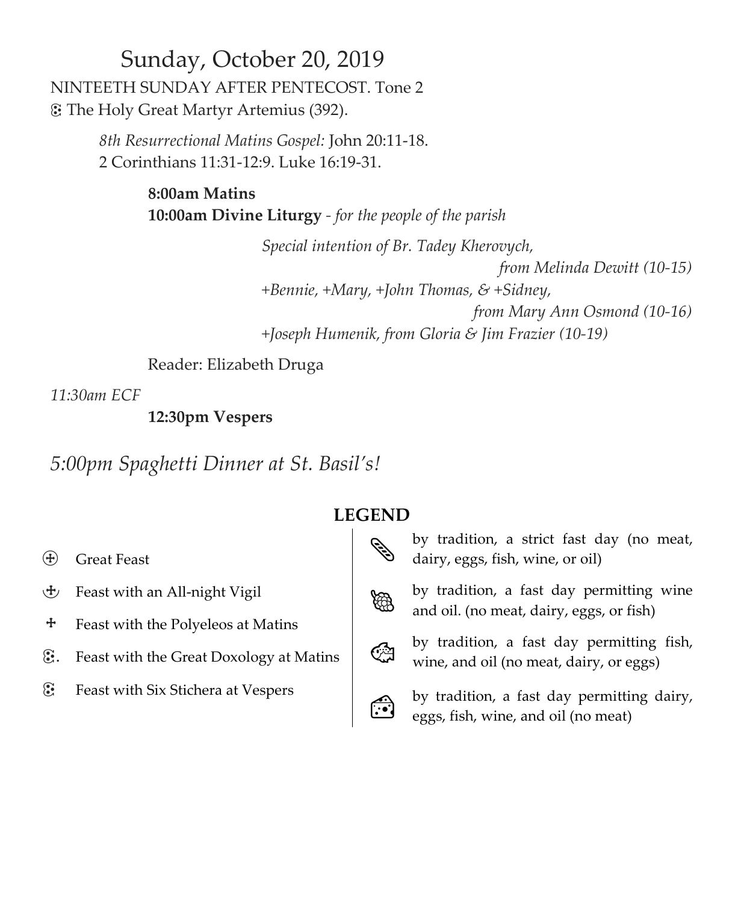# Sunday, October 20, 2019

NINTEETH SUNDAY AFTER PENTECOST. Tone 2

ꙮ The Holy Great Martyr Artemius (392).

*8th Resurrectional Matins Gospel:* John 20:11-18.
2 Corinthians 11:31-12:9. Luke 16:19-31.

**8:00am Matins**
**10:00am Divine Liturgy** - *for the people of the parish*

*Special intention of Br. Tadey Kherovych,*
*from Melinda Dewitt (10-15)*
*+Bennie, +Mary, +John Thomas, & +Sidney,*
*from Mary Ann Osmond (10-16)*
*+Joseph Humenik, from Gloria & Jim Frazier (10-19)*

Reader: Elizabeth Druga

*11:30am ECF*

**12:30pm Vespers**

*5:00pm Spaghetti Dinner at St. Basil's!*

## LEGEND

- ⊕ Great Feast
- Feast with an All-night Vigil
- ✝ Feast with the Polyeleos at Matins
- ꙮ. Feast with the Great Doxology at Matins
- ꙮ Feast with Six Stichera at Vespers

- by tradition, a strict fast day (no meat, dairy, eggs, fish, wine, or oil)
- by tradition, a fast day permitting wine and oil. (no meat, dairy, eggs, or fish)
- by tradition, a fast day permitting fish, wine, and oil (no meat, dairy, or eggs)
- by tradition, a fast day permitting dairy, eggs, fish, wine, and oil (no meat)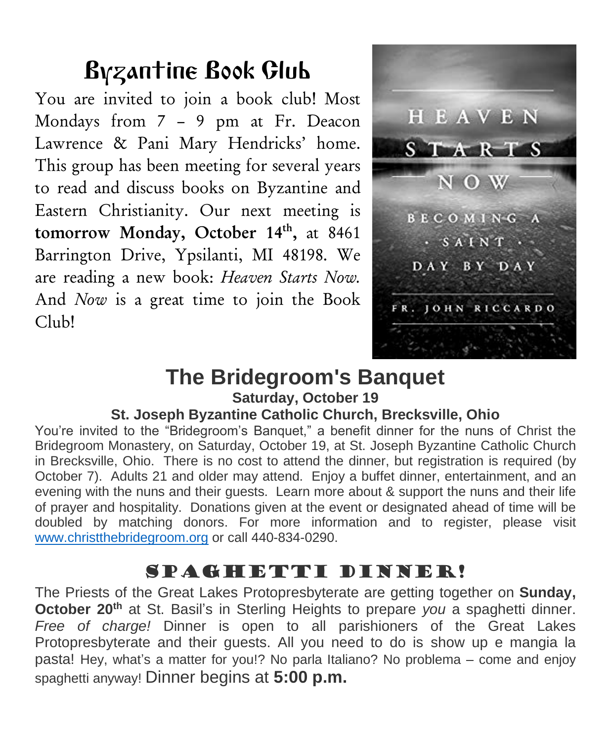# Byzantine Book Club

You are invited to join a book club! Most Mondays from 7 – 9 pm at Fr. Deacon Lawrence & Pani Mary Hendricks' home. This group has been meeting for several years to read and discuss books on Byzantine and Eastern Christianity. Our next meeting is **tomorrow Monday, October 14th,** at 8461 Barrington Drive, Ypsilanti, MI 48198. We are reading a new book: *Heaven Starts Now.* And *Now* is a great time to join the Book Club!

HEAVEN STARTS NOW

BECOMING A SAINT DAY BY DAY

FR. JOHN RICCARDO

# The Bridegroom's Banquet

**Saturday, October 19**

**St. Joseph Byzantine Catholic Church, Brecksville, Ohio**

You're invited to the "Bridegroom's Banquet," a benefit dinner for the nuns of Christ the Bridegroom Monastery, on Saturday, October 19, at St. Joseph Byzantine Catholic Church in Brecksville, Ohio. There is no cost to attend the dinner, but registration is required (by October 7). Adults 21 and older may attend. Enjoy a buffet dinner, entertainment, and an evening with the nuns and their guests. Learn more about & support the nuns and their life of prayer and hospitality. Donations given at the event or designated ahead of time will be doubled by matching donors. For more information and to register, please visit www.christthebridegroom.org or call 440-834-0290.

# Spaghetti Dinner!

The Priests of the Great Lakes Protopresbyterate are getting together on **Sunday, October 20th** at St. Basil's in Sterling Heights to prepare *you* a spaghetti dinner. *Free of charge!* Dinner is open to all parishioners of the Great Lakes Protopresbyterate and their guests. All you need to do is show up e mangia la pasta! Hey, what's a matter for you!? No parla Italiano? No problema – come and enjoy spaghetti anyway! Dinner begins at **5:00 p.m.**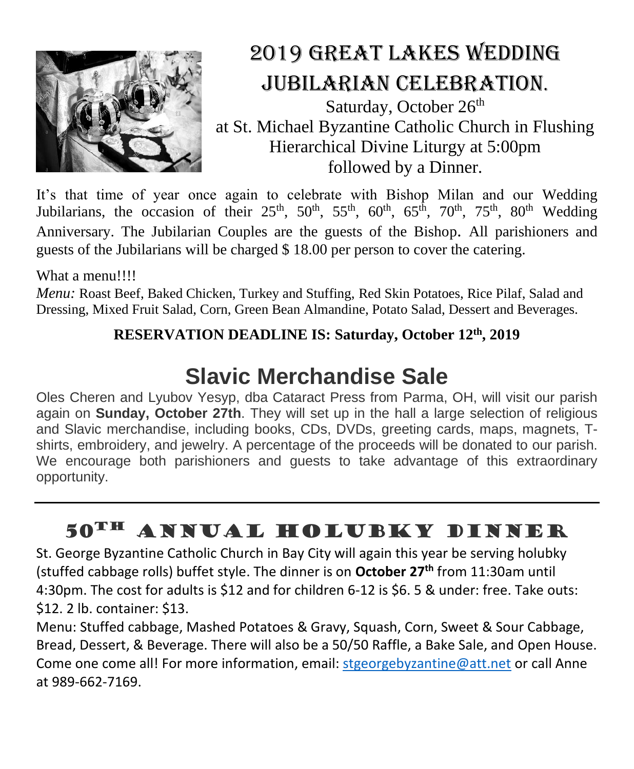# 2019 Great Lakes Wedding Jubilarian Celebration.

Saturday, October 26th
at St. Michael Byzantine Catholic Church in Flushing
Hierarchical Divine Liturgy at 5:00pm
followed by a Dinner.

It's that time of year once again to celebrate with Bishop Milan and our Wedding Jubilarians, the occasion of their 25th, 50th, 55th, 60th, 65th, 70th, 75th, 80th Wedding Anniversary. The Jubilarian Couples are the guests of the Bishop. All parishioners and guests of the Jubilarians will be charged $ 18.00 per person to cover the catering.

What a menu!!!!
*Menu:* Roast Beef, Baked Chicken, Turkey and Stuffing, Red Skin Potatoes, Rice Pilaf, Salad and Dressing, Mixed Fruit Salad, Corn, Green Bean Almandine, Potato Salad, Dessert and Beverages.

**RESERVATION DEADLINE IS: Saturday, October 12th, 2019**

# Slavic Merchandise Sale

Oles Cheren and Lyubov Yesyp, dba Cataract Press from Parma, OH, will visit our parish again on **Sunday, October 27th**. They will set up in the hall a large selection of religious and Slavic merchandise, including books, CDs, DVDs, greeting cards, maps, magnets, T-shirts, embroidery, and jewelry. A percentage of the proceeds will be donated to our parish. We encourage both parishioners and guests to take advantage of this extraordinary opportunity.

---

# 50th Annual Holubky Dinner

St. George Byzantine Catholic Church in Bay City will again this year be serving holubky (stuffed cabbage rolls) buffet style. The dinner is on **October 27th** from 11:30am until 4:30pm. The cost for adults is $12 and for children 6-12 is $6. 5 & under: free. Take outs: $12. 2 lb. container: $13.

Menu: Stuffed cabbage, Mashed Potatoes & Gravy, Squash, Corn, Sweet & Sour Cabbage, Bread, Dessert, & Beverage. There will also be a 50/50 Raffle, a Bake Sale, and Open House. Come one come all! For more information, email: stgeorgebyzantine@att.net or call Anne at 989-662-7169.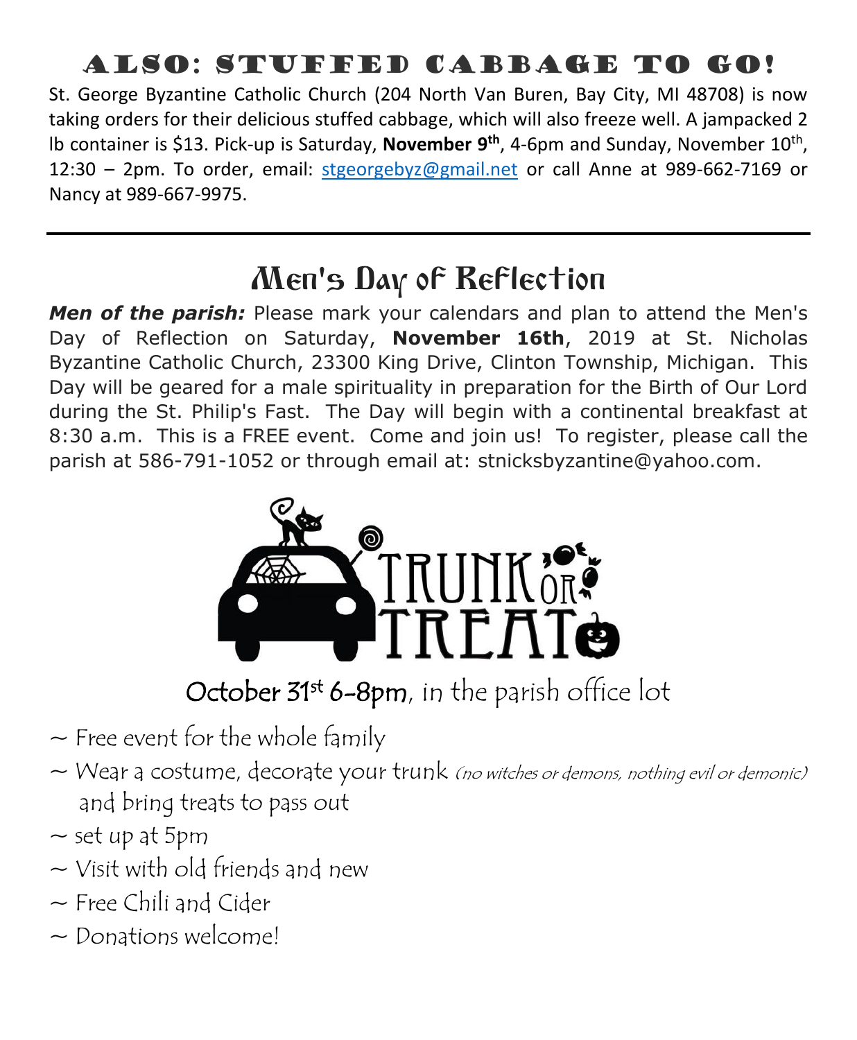## ALSO: STUFFED CABBAGE TO GO!

St. George Byzantine Catholic Church (204 North Van Buren, Bay City, MI 48708) is now taking orders for their delicious stuffed cabbage, which will also freeze well. A jampacked 2 lb container is $13. Pick-up is Saturday, **November 9th**, 4-6pm and Sunday, November 10th, 12:30 – 2pm. To order, email: stgeorgebyz@gmail.net or call Anne at 989-662-7169 or Nancy at 989-667-9975.

---

## Men's Day of Reflection

***Men of the parish:*** Please mark your calendars and plan to attend the Men's Day of Reflection on Saturday, **November 16th**, 2019 at St. Nicholas Byzantine Catholic Church, 23300 King Drive, Clinton Township, Michigan. This Day will be geared for a male spirituality in preparation for the Birth of Our Lord during the St. Philip's Fast. The Day will begin with a continental breakfast at 8:30 a.m. This is a FREE event. Come and join us! To register, please call the parish at 586-791-1052 or through email at: stnicksbyzantine@yahoo.com.

## TRUNK OR TREAT

October 31st 6-8pm, in the parish office lot

- ~ Free event for the whole family
- ~ Wear a costume, decorate your trunk *(no witches or demons, nothing evil or demonic)* and bring treats to pass out
- ~ set up at 5pm
- ~ Visit with old friends and new
- ~ Free Chili and Cider
- ~ Donations welcome!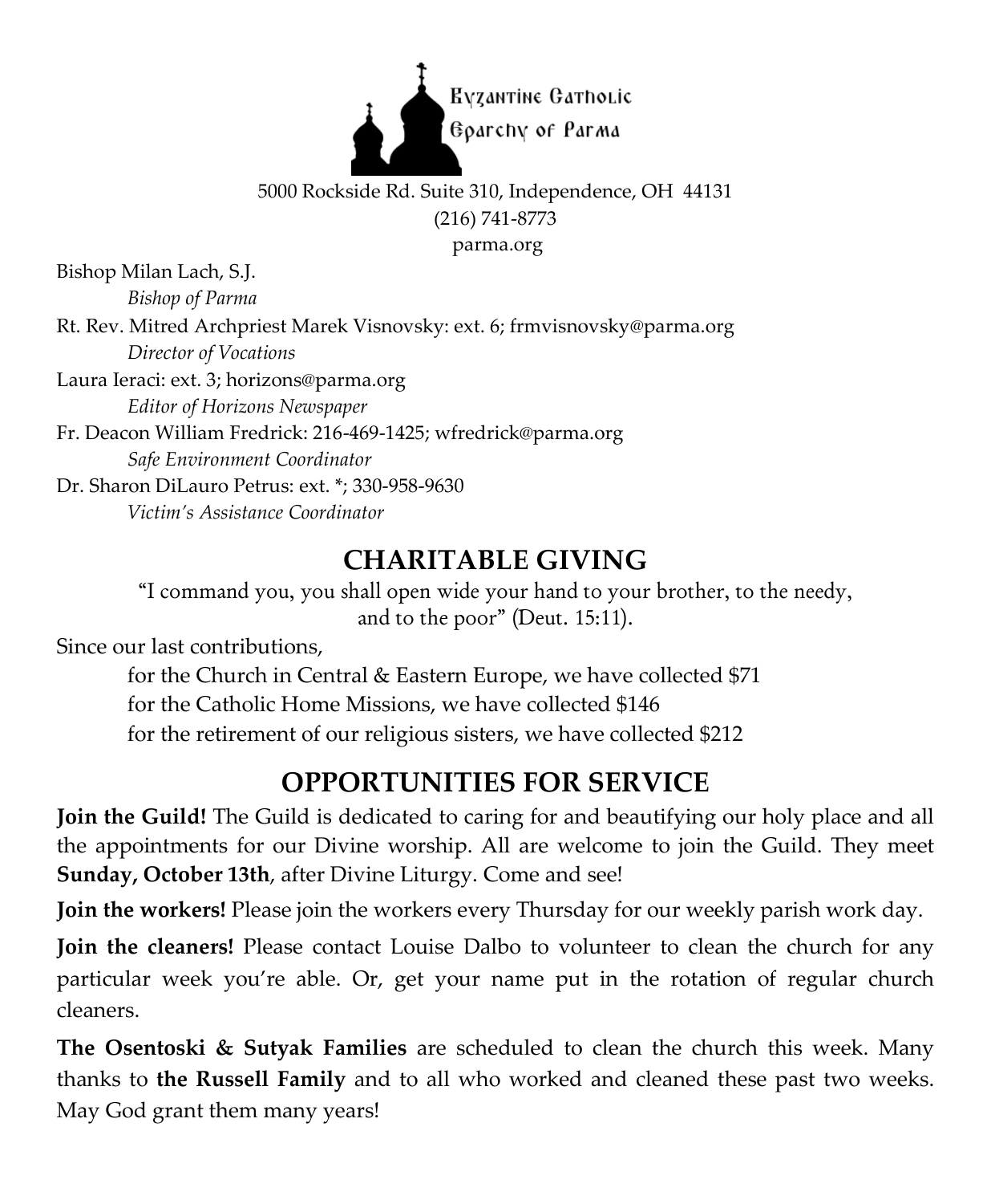Byzantine Catholic
Eparchy of Parma

5000 Rockside Rd. Suite 310, Independence, OH 44131
(216) 741-8773
parma.org

Bishop Milan Lach, S.J.
*Bishop of Parma*

Rt. Rev. Mitred Archpriest Marek Visnovsky: ext. 6; frmvisnovsky@parma.org
*Director of Vocations*

Laura Ieraci: ext. 3; horizons@parma.org
*Editor of Horizons Newspaper*

Fr. Deacon William Fredrick: 216-469-1425; wfredrick@parma.org
*Safe Environment Coordinator*

Dr. Sharon DiLauro Petrus: ext. *; 330-958-9630
*Victim's Assistance Coordinator*

## CHARITABLE GIVING

"I command you, you shall open wide your hand to your brother, to the needy, and to the poor" (Deut. 15:11).

Since our last contributions,

for the Church in Central & Eastern Europe, we have collected $71
for the Catholic Home Missions, we have collected $146
for the retirement of our religious sisters, we have collected $212

## OPPORTUNITIES FOR SERVICE

**Join the Guild!** The Guild is dedicated to caring for and beautifying our holy place and all the appointments for our Divine worship. All are welcome to join the Guild. They meet **Sunday, October 13th**, after Divine Liturgy. Come and see!

**Join the workers!** Please join the workers every Thursday for our weekly parish work day.

**Join the cleaners!** Please contact Louise Dalbo to volunteer to clean the church for any particular week you're able. Or, get your name put in the rotation of regular church cleaners.

**The Osentoski & Sutyak Families** are scheduled to clean the church this week. Many thanks to **the Russell Family** and to all who worked and cleaned these past two weeks. May God grant them many years!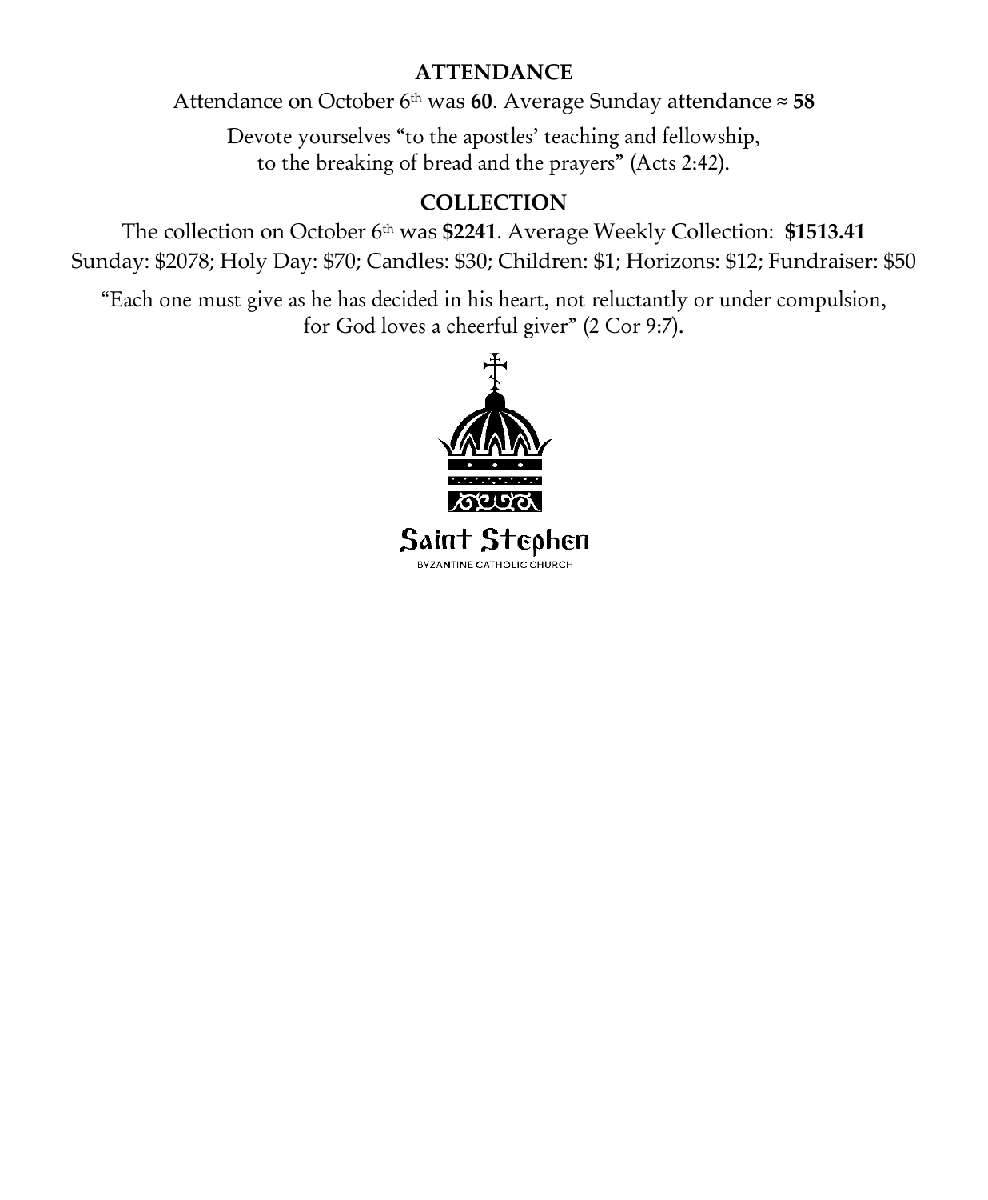## ATTENDANCE

Attendance on October 6th was **60**. Average Sunday attendance ≈ **58**

Devote yourselves "to the apostles' teaching and fellowship, to the breaking of bread and the prayers" (Acts 2:42).

## COLLECTION

The collection on October 6th was **$2241**. Average Weekly Collection: **$1513.41**

Sunday: $2078; Holy Day: $70; Candles: $30; Children: $1; Horizons: $12; Fundraiser: $50

"Each one must give as he has decided in his heart, not reluctantly or under compulsion, for God loves a cheerful giver" (2 Cor 9:7).

Saint Stephen

BYZANTINE CATHOLIC CHURCH